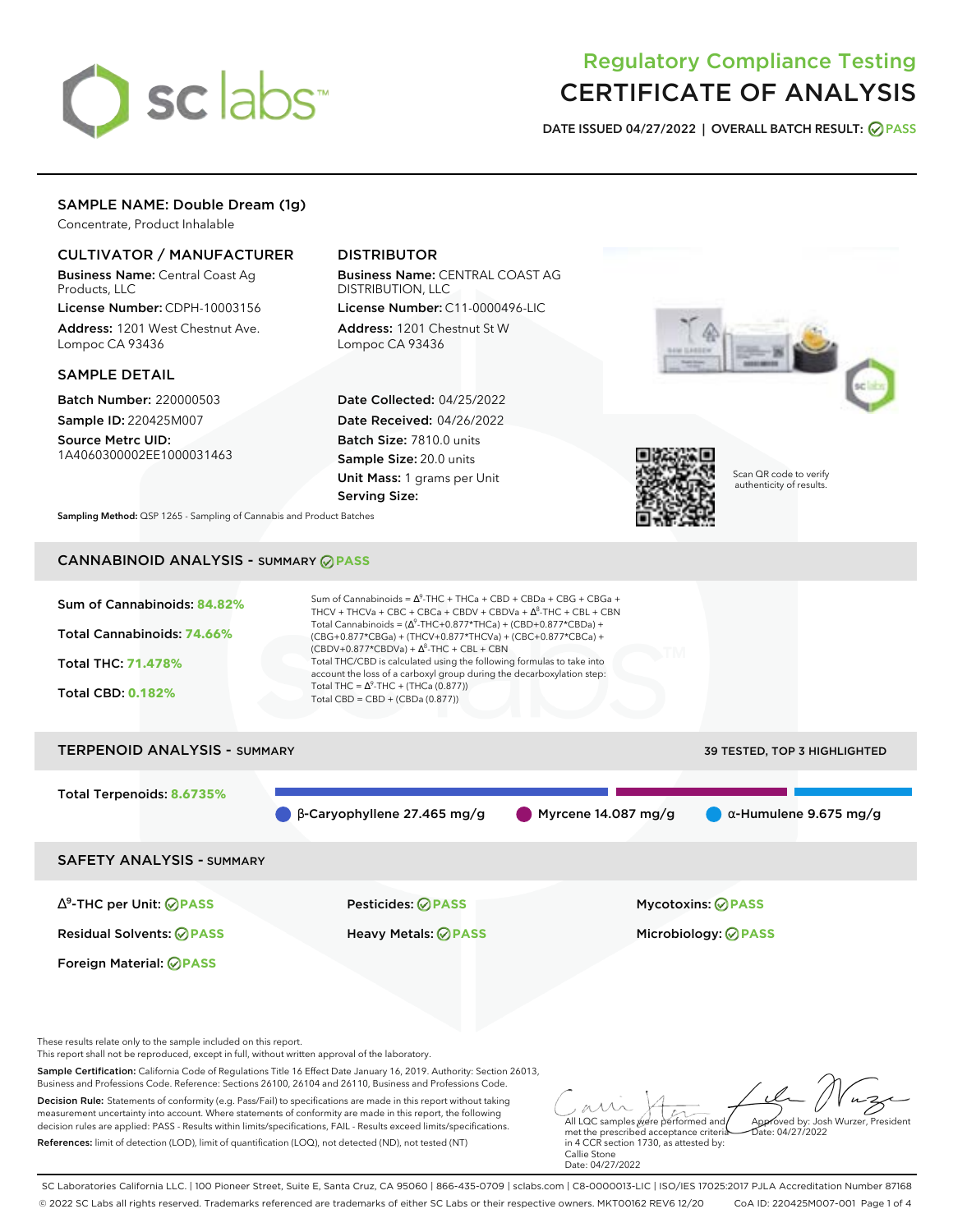# Regulatory Compliance Testing
# CERTIFICATE OF ANALYSIS

**DATE ISSUED 04/27/2022 | OVERALL BATCH RESULT: PASS**

## SAMPLE NAME: Double Dream (1g)

Concentrate, Product Inhalable

### CULTIVATOR / MANUFACTURER

**Business Name:** Central Coast Ag Products, LLC

**License Number:** CDPH-10003156

**Address:** 1201 West Chestnut Ave. Lompoc CA 93436

### DISTRIBUTOR

**Business Name:** CENTRAL COAST AG DISTRIBUTION, LLC

**License Number:** C11-0000496-LIC

**Address:** 1201 Chestnut St W Lompoc CA 93436

### SAMPLE DETAIL

**Batch Number:** 220000503

**Sample ID:** 220425M007

**Source Metrc UID:** 1A4060300002EE1000031463

**Date Collected:** 04/25/2022

**Date Received:** 04/26/2022

**Batch Size:** 7810.0 units

**Sample Size:** 20.0 units

**Unit Mass:** 1 grams per Unit

**Serving Size:**

Scan QR code to verify authenticity of results.

**Sampling Method:** QSP 1265 - Sampling of Cannabis and Product Batches

## CANNABINOID ANALYSIS - SUMMARY PASS

**Sum of Cannabinoids: 84.82%**

**Total Cannabinoids: 74.66%**

**Total THC: 71.478%**

**Total CBD: 0.182%**

Sum of Cannabinoids = $\Delta^9$-THC + THCa + CBD + CBDa + CBG + CBGa + THCV + THCVa + CBC + CBCa + CBDV + CBDVa + $\Delta^8$-THC + CBL + CBN

Total Cannabinoids = ($\Delta^9$-THC+0.877\*THCa) + (CBD+0.877\*CBDa) + (CBG+0.877\*CBGa) + (THCV+0.877\*THCVa) + (CBC+0.877\*CBCa) + (CBDV+0.877\*CBDVa) + $\Delta^8$-THC + CBL + CBN

Total THC/CBD is calculated using the following formulas to take into account the loss of a carboxyl group during the decarboxylation step:

Total THC = $\Delta^9$-THC + (THCa (0.877))

Total CBD = CBD + (CBDa (0.877))

## TERPENOID ANALYSIS - SUMMARY

39 TESTED, TOP 3 HIGHLIGHTED

**Total Terpenoids: 8.6735%**

- β-Caryophyllene 27.465 mg/g
- Myrcene 14.087 mg/g
- α-Humulene 9.675 mg/g

## SAFETY ANALYSIS - SUMMARY

| | | |
|---|---|---|
| $\Delta^9$-THC per Unit: PASS | Pesticides: PASS | Mycotoxins: PASS |
| Residual Solvents: PASS | Heavy Metals: PASS | Microbiology: PASS |
| Foreign Material: PASS | | |

These results relate only to the sample included on this report.
This report shall not be reproduced, except in full, without written approval of the laboratory.

**Sample Certification:** California Code of Regulations Title 16 Effect Date January 16, 2019. Authority: Section 26013, Business and Professions Code. Reference: Sections 26100, 26104 and 26110, Business and Professions Code.

**Decision Rule:** Statements of conformity (e.g. Pass/Fail) to specifications are made in this report without taking measurement uncertainty into account. Where statements of conformity are made in this report, the following decision rules are applied: PASS - Results within limits/specifications, FAIL - Results exceed limits/specifications.

**References:** limit of detection (LOD), limit of quantification (LOQ), not detected (ND), not tested (NT)

All LQC samples were performed and met the prescribed acceptance criteria in 4 CCR section 1730, as attested by: Callie Stone Date: 04/27/2022

Approved by: Josh Wurzer, President Date: 04/27/2022

SC Laboratories California LLC. | 100 Pioneer Street, Suite E, Santa Cruz, CA 95060 | 866-435-0709 | sclabs.com | C8-0000013-LIC | ISO/IES 17025:2017 PJLA Accreditation Number 87168
© 2022 SC Labs all rights reserved. Trademarks referenced are trademarks of either SC Labs or their respective owners. MKT00162 REV6 12/20 CoA ID: 220425M007-001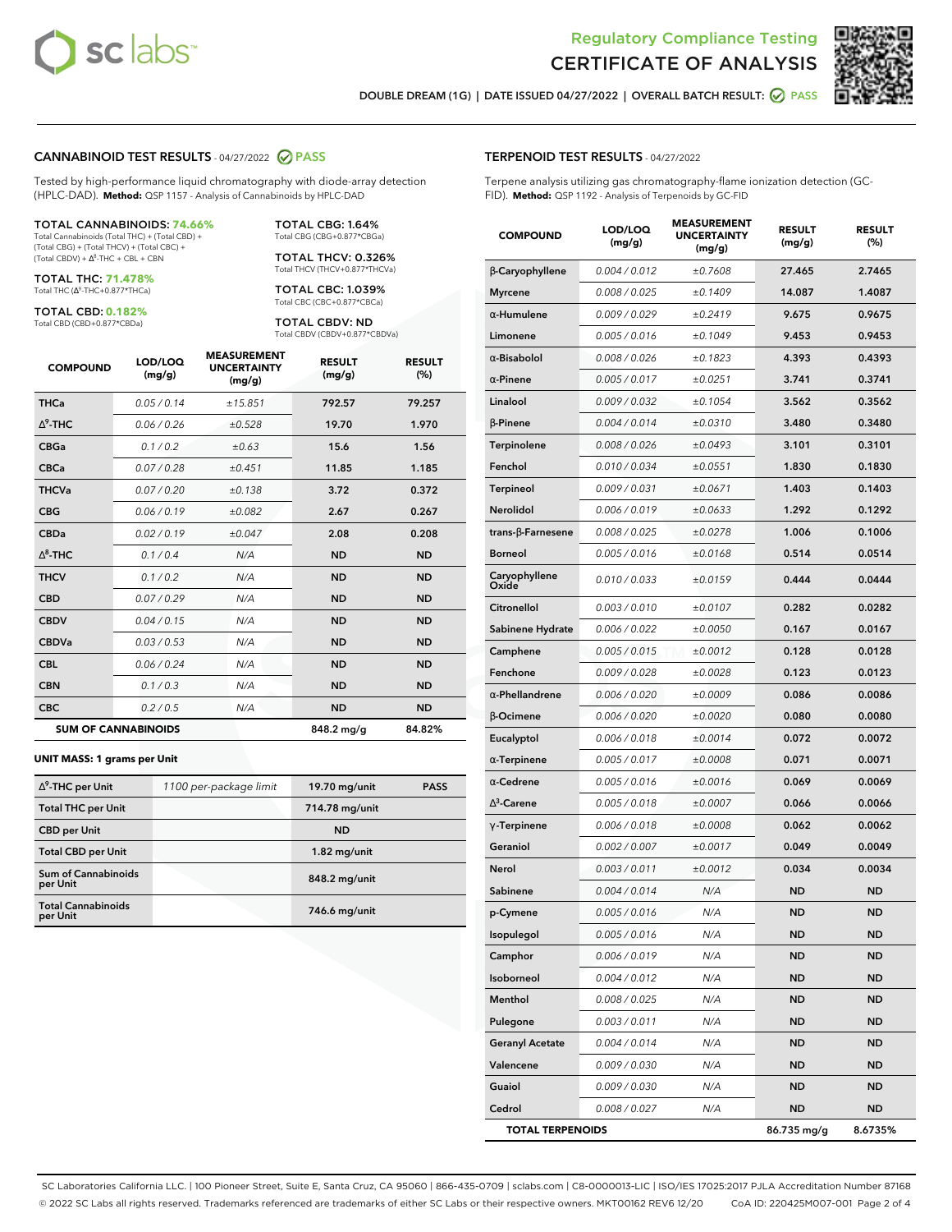Regulatory Compliance Testing

# CERTIFICATE OF ANALYSIS

DOUBLE DREAM (1G) | DATE ISSUED 04/27/2022 | OVERALL BATCH RESULT: PASS

## CANNABINOID TEST RESULTS - 04/27/2022 PASS

Tested by high-performance liquid chromatography with diode-array detection (HPLC-DAD). **Method:** QSP 1157 - Analysis of Cannabinoids by HPLC-DAD

**TOTAL CANNABINOIDS: 74.66%**
Total Cannabinoids (Total THC) + (Total CBD) + (Total CBG) + (Total THCV) + (Total CBC) + (Total CBDV) + $\Delta^8$-THC + CBL + CBN

**TOTAL THC: 71.478%**
Total THC ($\Delta^9$-THC+0.877*THCa)

**TOTAL CBD: 0.182%**
Total CBD (CBD+0.877*CBDa)

**TOTAL CBG: 1.64%**
Total CBG (CBG+0.877*CBGa)

**TOTAL THCV: 0.326%**
Total THCV (THCV+0.877*THCVa)

**TOTAL CBC: 1.039%**
Total CBC (CBC+0.877*CBCa)

**TOTAL CBDV: ND**
Total CBDV (CBDV+0.877*CBDVa)

| COMPOUND | LOD/LOQ (mg/g) | MEASUREMENT UNCERTAINTY (mg/g) | RESULT (mg/g) | RESULT (%) |
|---|---|---|---|---|
| THCa | 0.05 / 0.14 | ±15.851 | 792.57 | 79.257 |
| $\Delta^9$-THC | 0.06 / 0.26 | ±0.528 | 19.70 | 1.970 |
| CBGa | 0.1 / 0.2 | ±0.63 | 15.6 | 1.56 |
| CBCa | 0.07 / 0.28 | ±0.451 | 11.85 | 1.185 |
| THCVa | 0.07 / 0.20 | ±0.138 | 3.72 | 0.372 |
| CBG | 0.06 / 0.19 | ±0.082 | 2.67 | 0.267 |
| CBDa | 0.02 / 0.19 | ±0.047 | 2.08 | 0.208 |
| $\Delta^8$-THC | 0.1 / 0.4 | N/A | ND | ND |
| THCV | 0.1 / 0.2 | N/A | ND | ND |
| CBD | 0.07 / 0.29 | N/A | ND | ND |
| CBDV | 0.04 / 0.15 | N/A | ND | ND |
| CBDVa | 0.03 / 0.53 | N/A | ND | ND |
| CBL | 0.06 / 0.24 | N/A | ND | ND |
| CBN | 0.1 / 0.3 | N/A | ND | ND |
| CBC | 0.2 / 0.5 | N/A | ND | ND |
| SUM OF CANNABINOIDS | | | 848.2 mg/g | 84.82% |

**UNIT MASS: 1 grams per Unit**

| | | | |
|---|---|---|---|
| $\Delta^9$-THC per Unit | 1100 per-package limit | 19.70 mg/unit | PASS |
| Total THC per Unit | | 714.78 mg/unit | |
| CBD per Unit | | ND | |
| Total CBD per Unit | | 1.82 mg/unit | |
| Sum of Cannabinoids per Unit | | 848.2 mg/unit | |
| Total Cannabinoids per Unit | | 746.6 mg/unit | |

## TERPENOID TEST RESULTS - 04/27/2022

Terpene analysis utilizing gas chromatography-flame ionization detection (GC-FID). **Method:** QSP 1192 - Analysis of Terpenoids by GC-FID

| COMPOUND | LOD/LOQ (mg/g) | MEASUREMENT UNCERTAINTY (mg/g) | RESULT (mg/g) | RESULT (%) |
|---|---|---|---|---|
| β-Caryophyllene | 0.004 / 0.012 | ±0.7608 | 27.465 | 2.7465 |
| Myrcene | 0.008 / 0.025 | ±0.1409 | 14.087 | 1.4087 |
| α-Humulene | 0.009 / 0.029 | ±0.2419 | 9.675 | 0.9675 |
| Limonene | 0.005 / 0.016 | ±0.1049 | 9.453 | 0.9453 |
| α-Bisabolol | 0.008 / 0.026 | ±0.1823 | 4.393 | 0.4393 |
| α-Pinene | 0.005 / 0.017 | ±0.0251 | 3.741 | 0.3741 |
| Linalool | 0.009 / 0.032 | ±0.1054 | 3.562 | 0.3562 |
| β-Pinene | 0.004 / 0.014 | ±0.0310 | 3.480 | 0.3480 |
| Terpinolene | 0.008 / 0.026 | ±0.0493 | 3.101 | 0.3101 |
| Fenchol | 0.010 / 0.034 | ±0.0551 | 1.830 | 0.1830 |
| Terpineol | 0.009 / 0.031 | ±0.0671 | 1.403 | 0.1403 |
| Nerolidol | 0.006 / 0.019 | ±0.0633 | 1.292 | 0.1292 |
| trans-β-Farnesene | 0.008 / 0.025 | ±0.0278 | 1.006 | 0.1006 |
| Borneol | 0.005 / 0.016 | ±0.0168 | 0.514 | 0.0514 |
| Caryophyllene Oxide | 0.010 / 0.033 | ±0.0159 | 0.444 | 0.0444 |
| Citronellol | 0.003 / 0.010 | ±0.0107 | 0.282 | 0.0282 |
| Sabinene Hydrate | 0.006 / 0.022 | ±0.0050 | 0.167 | 0.0167 |
| Camphene | 0.005 / 0.015 | ±0.0012 | 0.128 | 0.0128 |
| Fenchone | 0.009 / 0.028 | ±0.0028 | 0.123 | 0.0123 |
| α-Phellandrene | 0.006 / 0.020 | ±0.0009 | 0.086 | 0.0086 |
| β-Ocimene | 0.006 / 0.020 | ±0.0020 | 0.080 | 0.0080 |
| Eucalyptol | 0.006 / 0.018 | ±0.0014 | 0.072 | 0.0072 |
| α-Terpinene | 0.005 / 0.017 | ±0.0008 | 0.071 | 0.0071 |
| α-Cedrene | 0.005 / 0.016 | ±0.0016 | 0.069 | 0.0069 |
| $\Delta^3$-Carene | 0.005 / 0.018 | ±0.0007 | 0.066 | 0.0066 |
| γ-Terpinene | 0.006 / 0.018 | ±0.0008 | 0.062 | 0.0062 |
| Geraniol | 0.002 / 0.007 | ±0.0017 | 0.049 | 0.0049 |
| Nerol | 0.003 / 0.011 | ±0.0012 | 0.034 | 0.0034 |
| Sabinene | 0.004 / 0.014 | N/A | ND | ND |
| p-Cymene | 0.005 / 0.016 | N/A | ND | ND |
| Isopulegol | 0.005 / 0.016 | N/A | ND | ND |
| Camphor | 0.006 / 0.019 | N/A | ND | ND |
| Isoborneol | 0.004 / 0.012 | N/A | ND | ND |
| Menthol | 0.008 / 0.025 | N/A | ND | ND |
| Pulegone | 0.003 / 0.011 | N/A | ND | ND |
| Geranyl Acetate | 0.004 / 0.014 | N/A | ND | ND |
| Valencene | 0.009 / 0.030 | N/A | ND | ND |
| Guaiol | 0.009 / 0.030 | N/A | ND | ND |
| Cedrol | 0.008 / 0.027 | N/A | ND | ND |
| TOTAL TERPENOIDS | | | 86.735 mg/g | 8.6735% |

SC Laboratories California LLC. | 100 Pioneer Street, Suite E, Santa Cruz, CA 95060 | 866-435-0709 | sclabs.com | C8-0000013-LIC | ISO/IES 17025:2017 PJLA Accreditation Number 87168
© 2022 SC Labs all rights reserved. Trademarks referenced are trademarks of either SC Labs or their respective owners. MKT00162 REV6 12/20 CoA ID: 220425M007-001